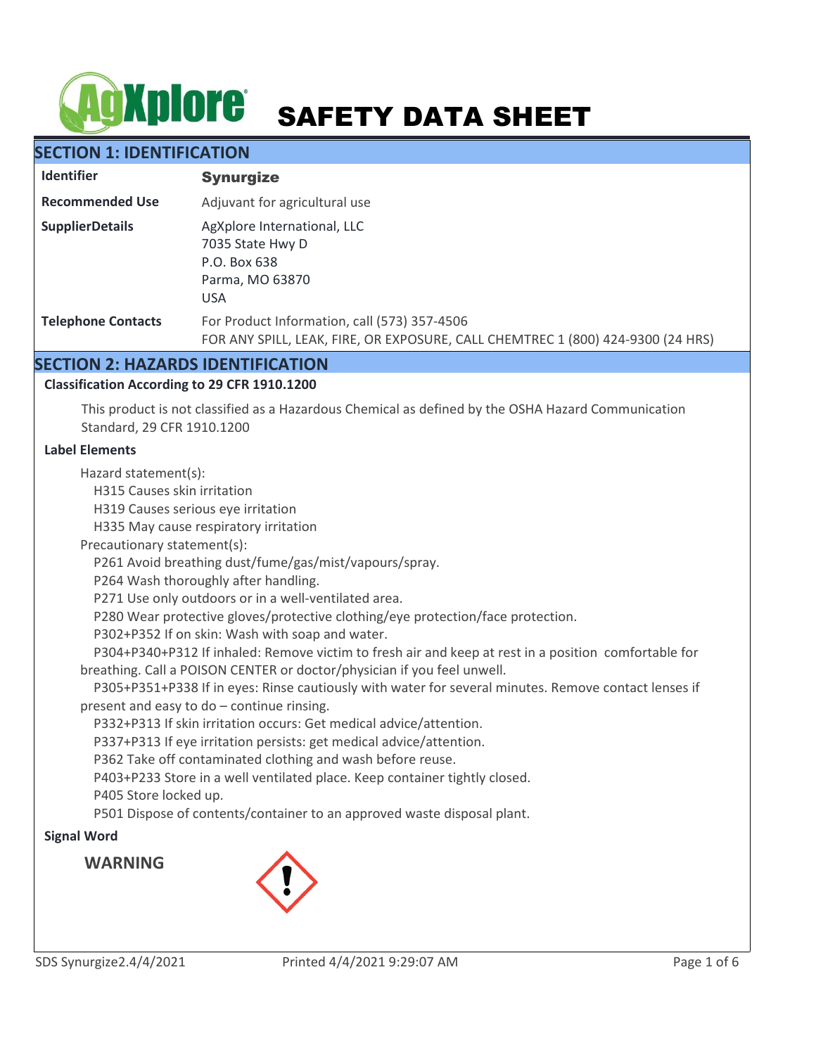# SAFETY DATA SHEET

## SECTION 1: IDENTIFICATION

| | |
|---|---|
| **Identifier** | **Synurgize** |
| **Recommended Use** | Adjuvant for agricultural use |
| **SupplierDetails** | AgXplore International, LLC<br>7035 State Hwy D<br>P.O. Box 638<br>Parma, MO 63870<br>USA |
| **Telephone Contacts** | For Product Information, call (573) 357-4506<br>FOR ANY SPILL, LEAK, FIRE, OR EXPOSURE, CALL CHEMTREC 1 (800) 424-9300 (24 HRS) |

## SECTION 2: HAZARDS IDENTIFICATION

**Classification According to 29 CFR 1910.1200**

This product is not classified as a Hazardous Chemical as defined by the OSHA Hazard Communication Standard, 29 CFR 1910.1200

**Label Elements**

Hazard statement(s):
- H315 Causes skin irritation
- H319 Causes serious eye irritation
- H335 May cause respiratory irritation

Precautionary statement(s):
- P261 Avoid breathing dust/fume/gas/mist/vapours/spray.
- P264 Wash thoroughly after handling.
- P271 Use only outdoors or in a well-ventilated area.
- P280 Wear protective gloves/protective clothing/eye protection/face protection.
- P302+P352 If on skin: Wash with soap and water.
- P304+P340+P312 If inhaled: Remove victim to fresh air and keep at rest in a position comfortable for breathing. Call a POISON CENTER or doctor/physician if you feel unwell.
- P305+P351+P338 If in eyes: Rinse cautiously with water for several minutes. Remove contact lenses if present and easy to do – continue rinsing.
- P332+P313 If skin irritation occurs: Get medical advice/attention.
- P337+P313 If eye irritation persists: get medical advice/attention.
- P362 Take off contaminated clothing and wash before reuse.
- P403+P233 Store in a well ventilated place. Keep container tightly closed.
- P405 Store locked up.
- P501 Dispose of contents/container to an approved waste disposal plant.

**Signal Word**

**WARNING**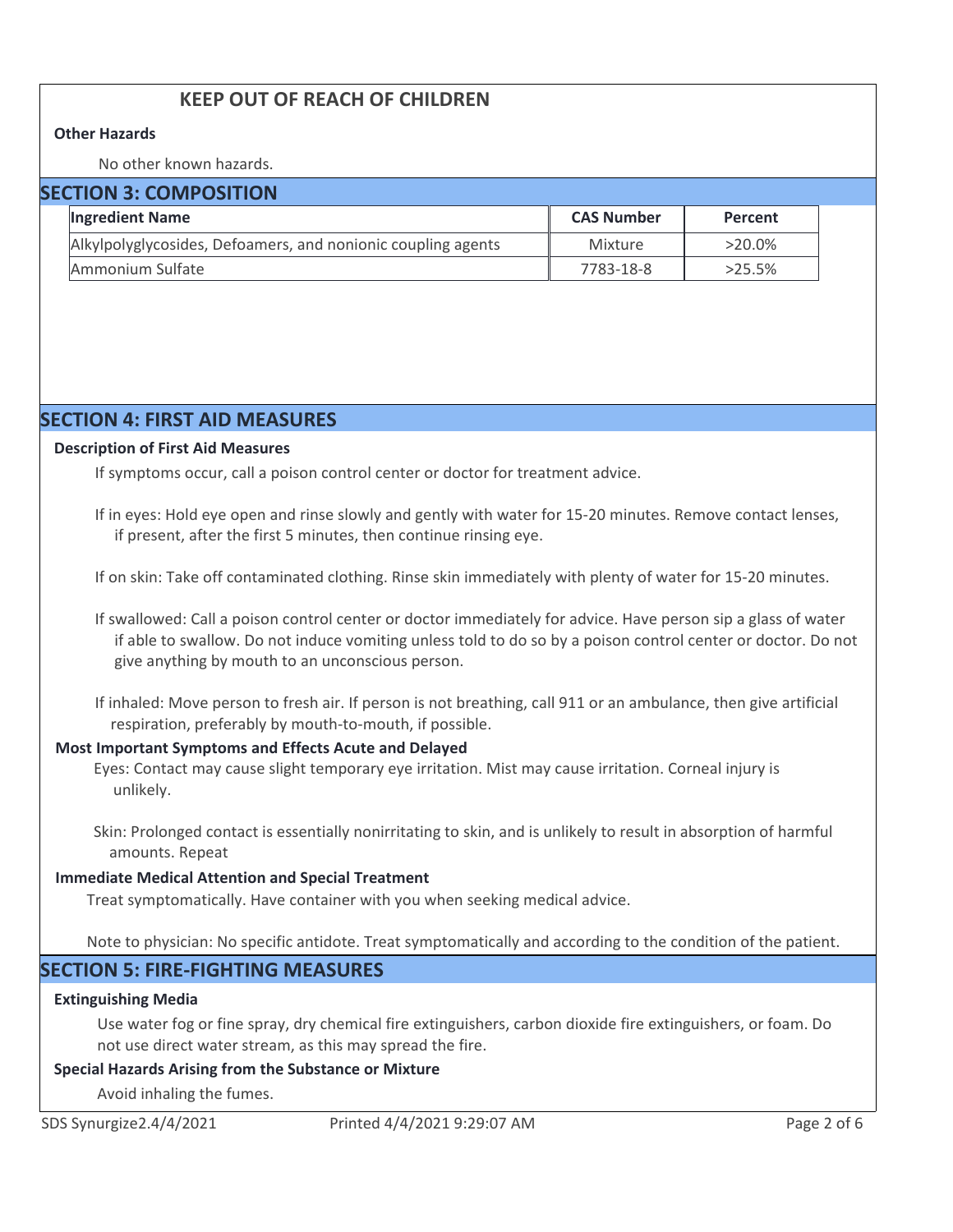**KEEP OUT OF REACH OF CHILDREN**

**Other Hazards**

No other known hazards.

## SECTION 3: COMPOSITION

| Ingredient Name | CAS Number | Percent |
|---|---|---|
| Alkylpolyglycosides, Defoamers, and nonionic coupling agents | Mixture | >20.0% |
| Ammonium Sulfate | 7783-18-8 | >25.5% |

## SECTION 4: FIRST AID MEASURES

**Description of First Aid Measures**

If symptoms occur, call a poison control center or doctor for treatment advice.

If in eyes: Hold eye open and rinse slowly and gently with water for 15-20 minutes. Remove contact lenses, if present, after the first 5 minutes, then continue rinsing eye.

If on skin: Take off contaminated clothing. Rinse skin immediately with plenty of water for 15-20 minutes.

If swallowed: Call a poison control center or doctor immediately for advice. Have person sip a glass of water if able to swallow. Do not induce vomiting unless told to do so by a poison control center or doctor. Do not give anything by mouth to an unconscious person.

If inhaled: Move person to fresh air. If person is not breathing, call 911 or an ambulance, then give artificial respiration, preferably by mouth-to-mouth, if possible.

**Most Important Symptoms and Effects Acute and Delayed**

Eyes: Contact may cause slight temporary eye irritation. Mist may cause irritation. Corneal injury is unlikely.

Skin: Prolonged contact is essentially nonirritating to skin, and is unlikely to result in absorption of harmful amounts. Repeat

**Immediate Medical Attention and Special Treatment**

Treat symptomatically. Have container with you when seeking medical advice.

Note to physician: No specific antidote. Treat symptomatically and according to the condition of the patient.

## SECTION 5: FIRE-FIGHTING MEASURES

**Extinguishing Media**

Use water fog or fine spray, dry chemical fire extinguishers, carbon dioxide fire extinguishers, or foam. Do not use direct water stream, as this may spread the fire.

**Special Hazards Arising from the Substance or Mixture**

Avoid inhaling the fumes.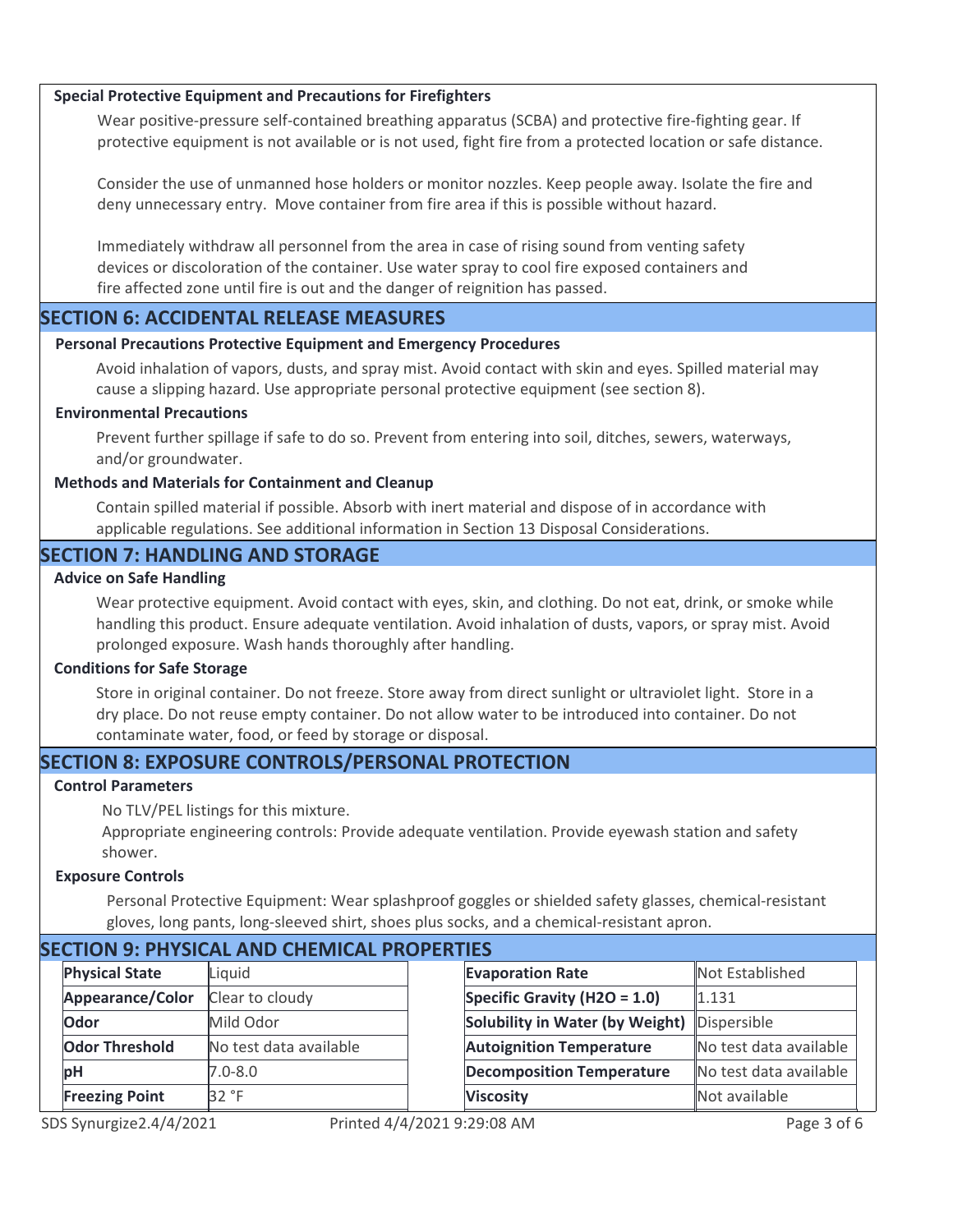### Special Protective Equipment and Precautions for Firefighters

Wear positive-pressure self-contained breathing apparatus (SCBA) and protective fire-fighting gear. If protective equipment is not available or is not used, fight fire from a protected location or safe distance.

Consider the use of unmanned hose holders or monitor nozzles. Keep people away. Isolate the fire and deny unnecessary entry. Move container from fire area if this is possible without hazard.

Immediately withdraw all personnel from the area in case of rising sound from venting safety devices or discoloration of the container. Use water spray to cool fire exposed containers and fire affected zone until fire is out and the danger of reignition has passed.

## SECTION 6: ACCIDENTAL RELEASE MEASURES

### Personal Precautions Protective Equipment and Emergency Procedures

Avoid inhalation of vapors, dusts, and spray mist. Avoid contact with skin and eyes. Spilled material may cause a slipping hazard. Use appropriate personal protective equipment (see section 8).

### Environmental Precautions

Prevent further spillage if safe to do so. Prevent from entering into soil, ditches, sewers, waterways, and/or groundwater.

### Methods and Materials for Containment and Cleanup

Contain spilled material if possible. Absorb with inert material and dispose of in accordance with applicable regulations. See additional information in Section 13 Disposal Considerations.

## SECTION 7: HANDLING AND STORAGE

### Advice on Safe Handling

Wear protective equipment. Avoid contact with eyes, skin, and clothing. Do not eat, drink, or smoke while handling this product. Ensure adequate ventilation. Avoid inhalation of dusts, vapors, or spray mist. Avoid prolonged exposure. Wash hands thoroughly after handling.

### Conditions for Safe Storage

Store in original container. Do not freeze. Store away from direct sunlight or ultraviolet light. Store in a dry place. Do not reuse empty container. Do not allow water to be introduced into container. Do not contaminate water, food, or feed by storage or disposal.

## SECTION 8: EXPOSURE CONTROLS/PERSONAL PROTECTION

### Control Parameters

No TLV/PEL listings for this mixture.
Appropriate engineering controls: Provide adequate ventilation. Provide eyewash station and safety shower.

### Exposure Controls

Personal Protective Equipment: Wear splashproof goggles or shielded safety glasses, chemical-resistant gloves, long pants, long-sleeved shirt, shoes plus socks, and a chemical-resistant apron.

## SECTION 9: PHYSICAL AND CHEMICAL PROPERTIES

| Property | Value | Property | Value |
|---|---|---|---|
| **Physical State** | Liquid | **Evaporation Rate** | Not Established |
| **Appearance/Color** | Clear to cloudy | **Specific Gravity ($H_2O$ = 1.0)** | 1.131 |
| **Odor** | Mild Odor | **Solubility in Water (by Weight)** | Dispersible |
| **Odor Threshold** | No test data available | **Autoignition Temperature** | No test data available |
| **pH** | 7.0-8.0 | **Decomposition Temperature** | No test data available |
| **Freezing Point** | 32 °F | **Viscosity** | Not available |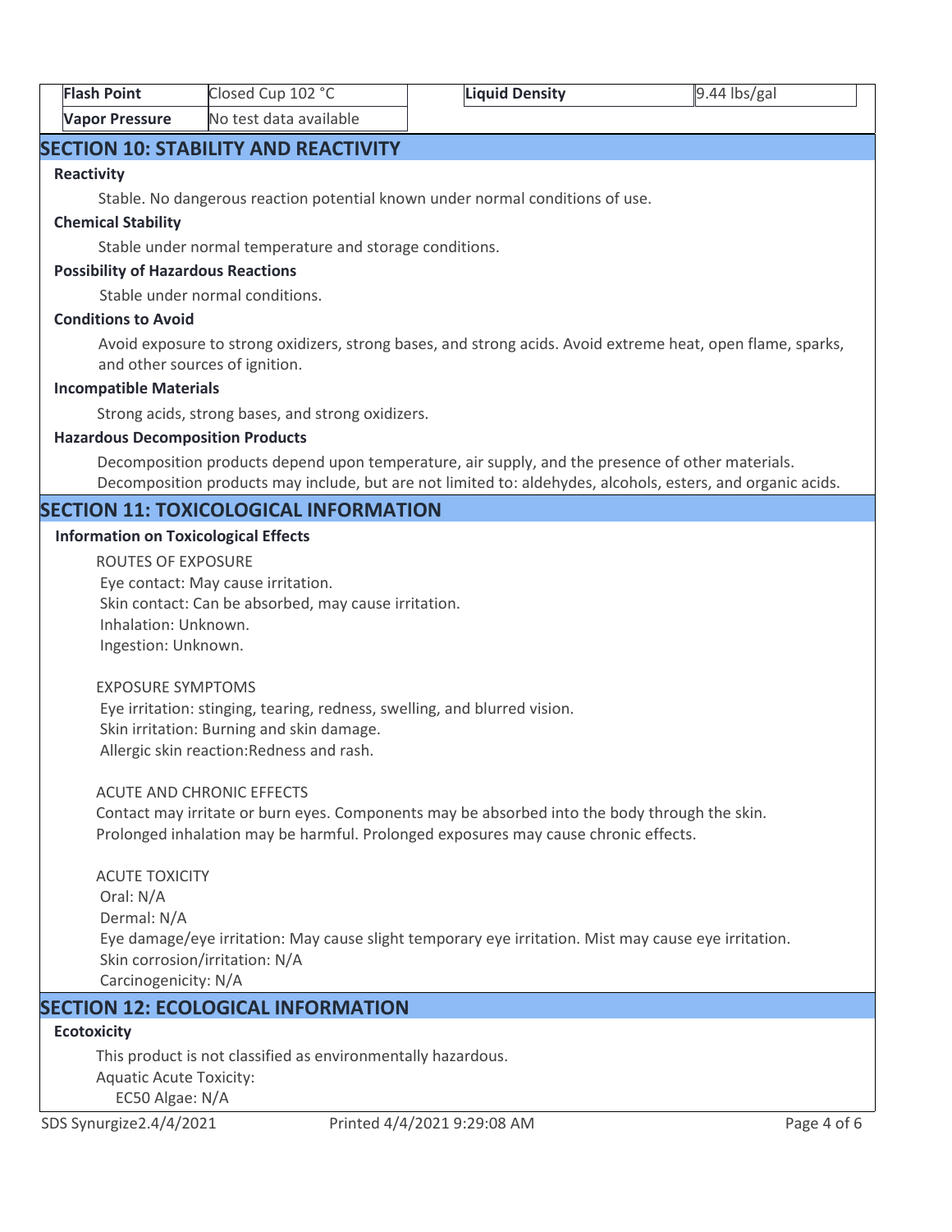| Flash Point | Closed Cup 102 °C | Liquid Density | 9.44 lbs/gal |
|---|---|---|---|
| Vapor Pressure | No test data available | | |

## SECTION 10: STABILITY AND REACTIVITY

**Reactivity**

Stable. No dangerous reaction potential known under normal conditions of use.

**Chemical Stability**

Stable under normal temperature and storage conditions.

**Possibility of Hazardous Reactions**

Stable under normal conditions.

**Conditions to Avoid**

Avoid exposure to strong oxidizers, strong bases, and strong acids. Avoid extreme heat, open flame, sparks, and other sources of ignition.

**Incompatible Materials**

Strong acids, strong bases, and strong oxidizers.

**Hazardous Decomposition Products**

Decomposition products depend upon temperature, air supply, and the presence of other materials. Decomposition products may include, but are not limited to: aldehydes, alcohols, esters, and organic acids.

## SECTION 11: TOXICOLOGICAL INFORMATION

**Information on Toxicological Effects**

ROUTES OF EXPOSURE
Eye contact: May cause irritation.
Skin contact: Can be absorbed, may cause irritation.
Inhalation: Unknown.
Ingestion: Unknown.

EXPOSURE SYMPTOMS
Eye irritation: stinging, tearing, redness, swelling, and blurred vision.
Skin irritation: Burning and skin damage.
Allergic skin reaction:Redness and rash.

ACUTE AND CHRONIC EFFECTS
Contact may irritate or burn eyes. Components may be absorbed into the body through the skin.
Prolonged inhalation may be harmful. Prolonged exposures may cause chronic effects.

ACUTE TOXICITY
Oral: N/A
Dermal: N/A
Eye damage/eye irritation: May cause slight temporary eye irritation. Mist may cause eye irritation.
Skin corrosion/irritation: N/A
Carcinogenicity: N/A

## SECTION 12: ECOLOGICAL INFORMATION

**Ecotoxicity**

This product is not classified as environmentally hazardous.
Aquatic Acute Toxicity:
EC50 Algae: N/A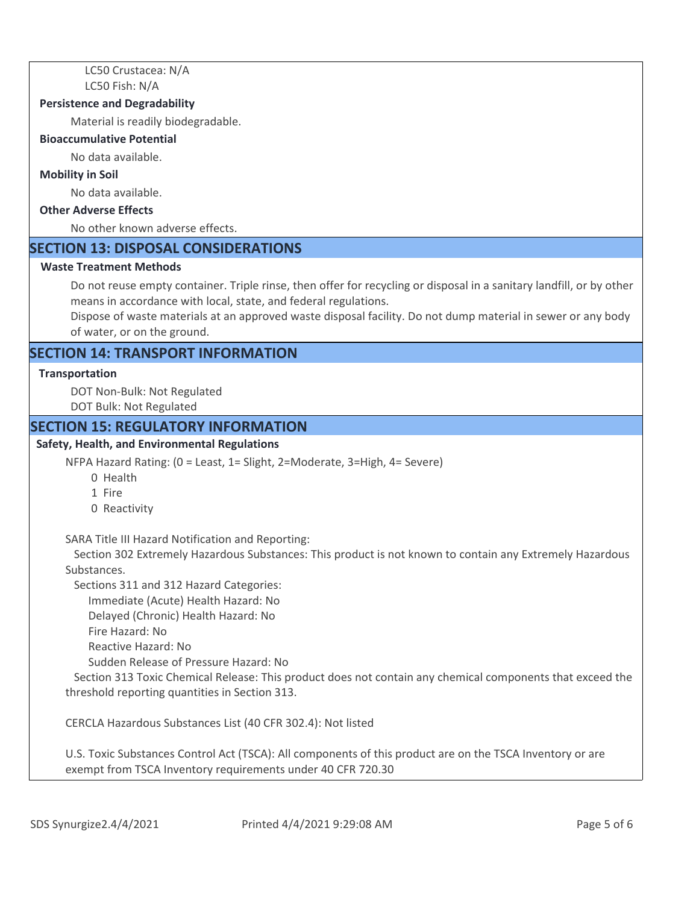LC50 Crustacea: N/A
LC50 Fish: N/A

**Persistence and Degradability**

Material is readily biodegradable.

**Bioaccumulative Potential**

No data available.

**Mobility in Soil**

No data available.

**Other Adverse Effects**

No other known adverse effects.

## SECTION 13: DISPOSAL CONSIDERATIONS

**Waste Treatment Methods**

Do not reuse empty container. Triple rinse, then offer for recycling or disposal in a sanitary landfill, or by other means in accordance with local, state, and federal regulations.
Dispose of waste materials at an approved waste disposal facility. Do not dump material in sewer or any body of water, or on the ground.

## SECTION 14: TRANSPORT INFORMATION

**Transportation**

DOT Non-Bulk: Not Regulated
DOT Bulk: Not Regulated

## SECTION 15: REGULATORY INFORMATION

**Safety, Health, and Environmental Regulations**

NFPA Hazard Rating: (0 = Least, 1= Slight, 2=Moderate, 3=High, 4= Severe)

0 Health
1 Fire
0 Reactivity

SARA Title III Hazard Notification and Reporting:

Section 302 Extremely Hazardous Substances: This product is not known to contain any Extremely Hazardous Substances.

Sections 311 and 312 Hazard Categories:

Immediate (Acute) Health Hazard: No
Delayed (Chronic) Health Hazard: No
Fire Hazard: No
Reactive Hazard: No
Sudden Release of Pressure Hazard: No

Section 313 Toxic Chemical Release: This product does not contain any chemical components that exceed the threshold reporting quantities in Section 313.

CERCLA Hazardous Substances List (40 CFR 302.4): Not listed

U.S. Toxic Substances Control Act (TSCA): All components of this product are on the TSCA Inventory or are exempt from TSCA Inventory requirements under 40 CFR 720.30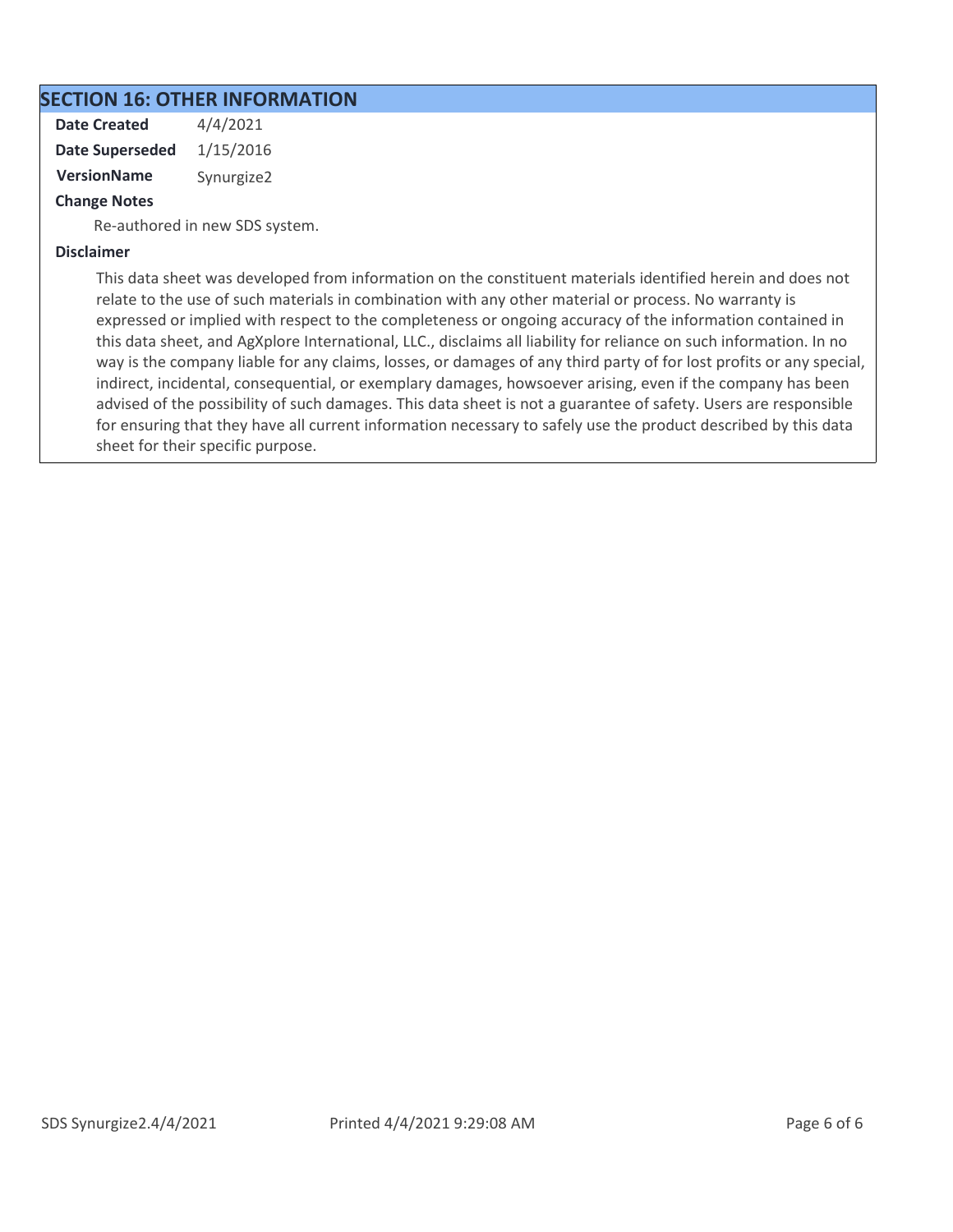## SECTION 16: OTHER INFORMATION

**Date Created** 4/4/2021

**Date Superseded** 1/15/2016

**VersionName** Synurgize2

**Change Notes**

Re-authored in new SDS system.

**Disclaimer**

This data sheet was developed from information on the constituent materials identified herein and does not relate to the use of such materials in combination with any other material or process. No warranty is expressed or implied with respect to the completeness or ongoing accuracy of the information contained in this data sheet, and AgXplore International, LLC., disclaims all liability for reliance on such information. In no way is the company liable for any claims, losses, or damages of any third party of for lost profits or any special, indirect, incidental, consequential, or exemplary damages, howsoever arising, even if the company has been advised of the possibility of such damages. This data sheet is not a guarantee of safety. Users are responsible for ensuring that they have all current information necessary to safely use the product described by this data sheet for their specific purpose.